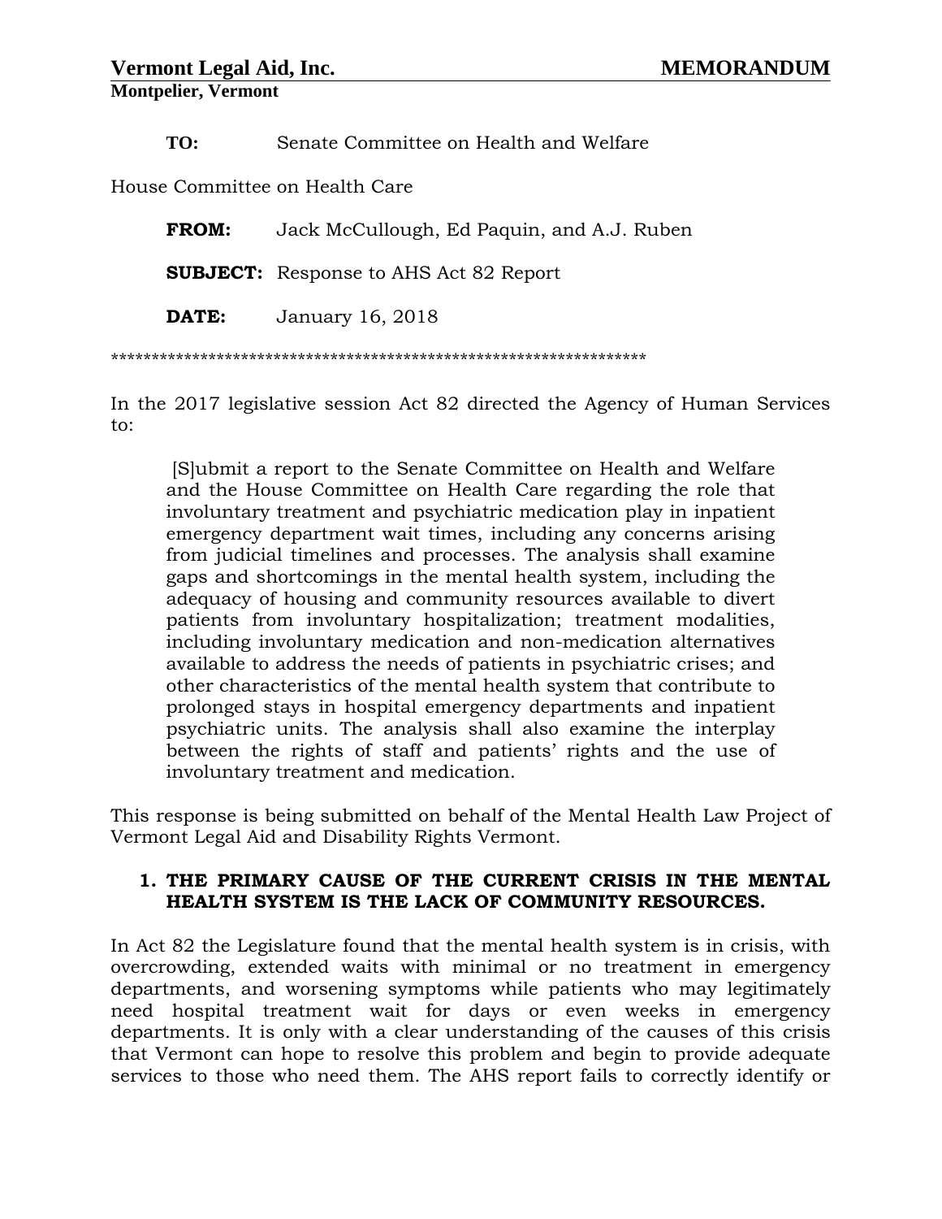**Vermont Legal Aid, Inc.** **MEMORANDUM**

**Montpelier, Vermont**

**TO:** Senate Committee on Health and Welfare

House Committee on Health Care

**FROM:** Jack McCullough, Ed Paquin, and A.J. Ruben

**SUBJECT:** Response to AHS Act 82 Report

**DATE:** January 16, 2018

*****************************************************************

In the 2017 legislative session Act 82 directed the Agency of Human Services to:

> [S]ubmit a report to the Senate Committee on Health and Welfare and the House Committee on Health Care regarding the role that involuntary treatment and psychiatric medication play in inpatient emergency department wait times, including any concerns arising from judicial timelines and processes. The analysis shall examine gaps and shortcomings in the mental health system, including the adequacy of housing and community resources available to divert patients from involuntary hospitalization; treatment modalities, including involuntary medication and non-medication alternatives available to address the needs of patients in psychiatric crises; and other characteristics of the mental health system that contribute to prolonged stays in hospital emergency departments and inpatient psychiatric units. The analysis shall also examine the interplay between the rights of staff and patients' rights and the use of involuntary treatment and medication.

This response is being submitted on behalf of the Mental Health Law Project of Vermont Legal Aid and Disability Rights Vermont.

## 1. THE PRIMARY CAUSE OF THE CURRENT CRISIS IN THE MENTAL HEALTH SYSTEM IS THE LACK OF COMMUNITY RESOURCES.

In Act 82 the Legislature found that the mental health system is in crisis, with overcrowding, extended waits with minimal or no treatment in emergency departments, and worsening symptoms while patients who may legitimately need hospital treatment wait for days or even weeks in emergency departments. It is only with a clear understanding of the causes of this crisis that Vermont can hope to resolve this problem and begin to provide adequate services to those who need them. The AHS report fails to correctly identify or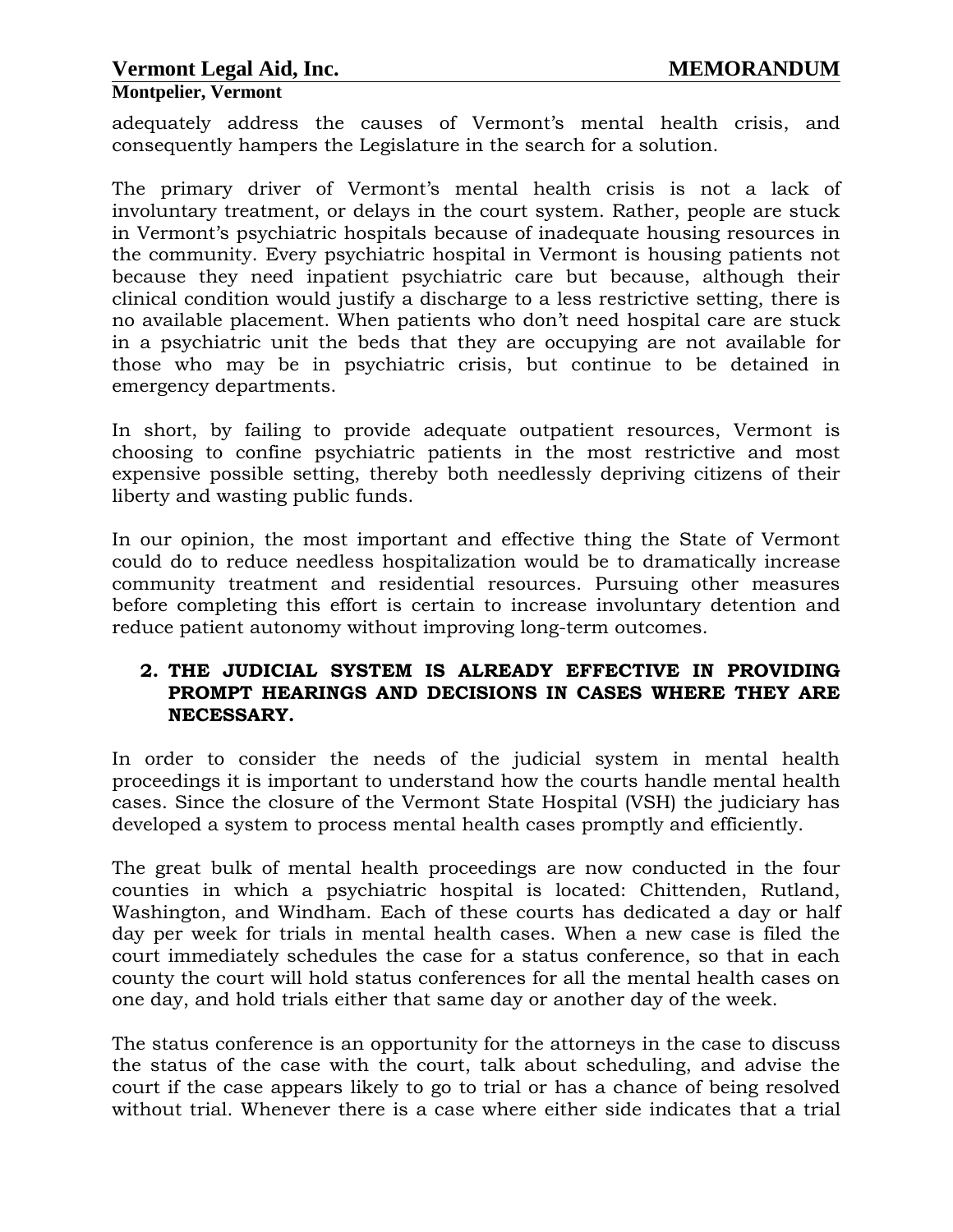adequately address the causes of Vermont's mental health crisis, and consequently hampers the Legislature in the search for a solution.

The primary driver of Vermont's mental health crisis is not a lack of involuntary treatment, or delays in the court system. Rather, people are stuck in Vermont's psychiatric hospitals because of inadequate housing resources in the community. Every psychiatric hospital in Vermont is housing patients not because they need inpatient psychiatric care but because, although their clinical condition would justify a discharge to a less restrictive setting, there is no available placement. When patients who don't need hospital care are stuck in a psychiatric unit the beds that they are occupying are not available for those who may be in psychiatric crisis, but continue to be detained in emergency departments.

In short, by failing to provide adequate outpatient resources, Vermont is choosing to confine psychiatric patients in the most restrictive and most expensive possible setting, thereby both needlessly depriving citizens of their liberty and wasting public funds.

In our opinion, the most important and effective thing the State of Vermont could do to reduce needless hospitalization would be to dramatically increase community treatment and residential resources. Pursuing other measures before completing this effort is certain to increase involuntary detention and reduce patient autonomy without improving long-term outcomes.

## 2. THE JUDICIAL SYSTEM IS ALREADY EFFECTIVE IN PROVIDING PROMPT HEARINGS AND DECISIONS IN CASES WHERE THEY ARE NECESSARY.

In order to consider the needs of the judicial system in mental health proceedings it is important to understand how the courts handle mental health cases. Since the closure of the Vermont State Hospital (VSH) the judiciary has developed a system to process mental health cases promptly and efficiently.

The great bulk of mental health proceedings are now conducted in the four counties in which a psychiatric hospital is located: Chittenden, Rutland, Washington, and Windham. Each of these courts has dedicated a day or half day per week for trials in mental health cases. When a new case is filed the court immediately schedules the case for a status conference, so that in each county the court will hold status conferences for all the mental health cases on one day, and hold trials either that same day or another day of the week.

The status conference is an opportunity for the attorneys in the case to discuss the status of the case with the court, talk about scheduling, and advise the court if the case appears likely to go to trial or has a chance of being resolved without trial. Whenever there is a case where either side indicates that a trial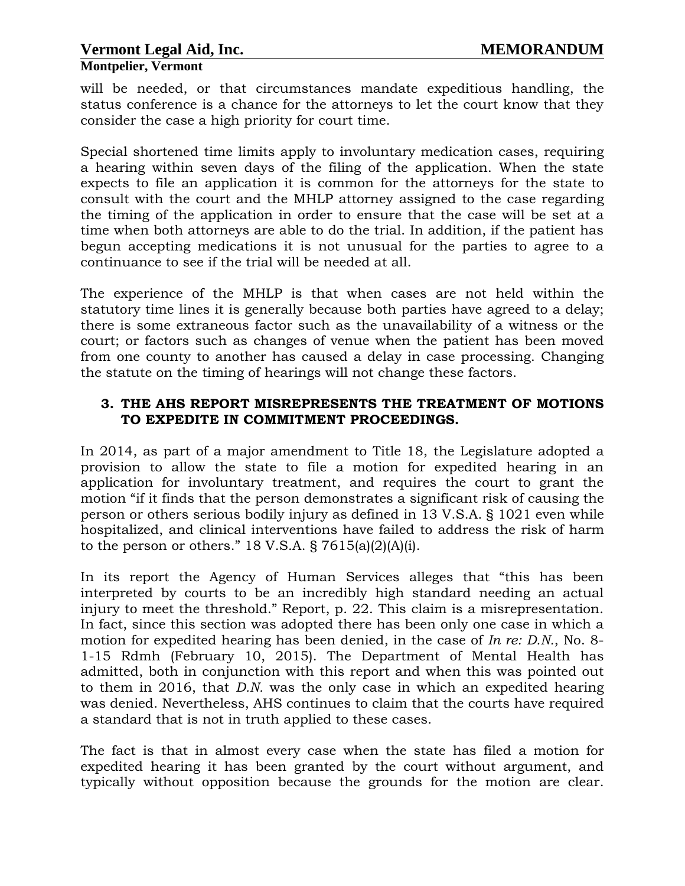will be needed, or that circumstances mandate expeditious handling, the status conference is a chance for the attorneys to let the court know that they consider the case a high priority for court time.

Special shortened time limits apply to involuntary medication cases, requiring a hearing within seven days of the filing of the application. When the state expects to file an application it is common for the attorneys for the state to consult with the court and the MHLP attorney assigned to the case regarding the timing of the application in order to ensure that the case will be set at a time when both attorneys are able to do the trial. In addition, if the patient has begun accepting medications it is not unusual for the parties to agree to a continuance to see if the trial will be needed at all.

The experience of the MHLP is that when cases are not held within the statutory time lines it is generally because both parties have agreed to a delay; there is some extraneous factor such as the unavailability of a witness or the court; or factors such as changes of venue when the patient has been moved from one county to another has caused a delay in case processing. Changing the statute on the timing of hearings will not change these factors.

### 3. THE AHS REPORT MISREPRESENTS THE TREATMENT OF MOTIONS TO EXPEDITE IN COMMITMENT PROCEEDINGS.

In 2014, as part of a major amendment to Title 18, the Legislature adopted a provision to allow the state to file a motion for expedited hearing in an application for involuntary treatment, and requires the court to grant the motion "if it finds that the person demonstrates a significant risk of causing the person or others serious bodily injury as defined in 13 V.S.A. § 1021 even while hospitalized, and clinical interventions have failed to address the risk of harm to the person or others." 18 V.S.A. § 7615(a)(2)(A)(i).

In its report the Agency of Human Services alleges that "this has been interpreted by courts to be an incredibly high standard needing an actual injury to meet the threshold." Report, p. 22. This claim is a misrepresentation. In fact, since this section was adopted there has been only one case in which a motion for expedited hearing has been denied, in the case of *In re: D.N.*, No. 8-1-15 Rdmh (February 10, 2015). The Department of Mental Health has admitted, both in conjunction with this report and when this was pointed out to them in 2016, that *D.N.* was the only case in which an expedited hearing was denied. Nevertheless, AHS continues to claim that the courts have required a standard that is not in truth applied to these cases.

The fact is that in almost every case when the state has filed a motion for expedited hearing it has been granted by the court without argument, and typically without opposition because the grounds for the motion are clear.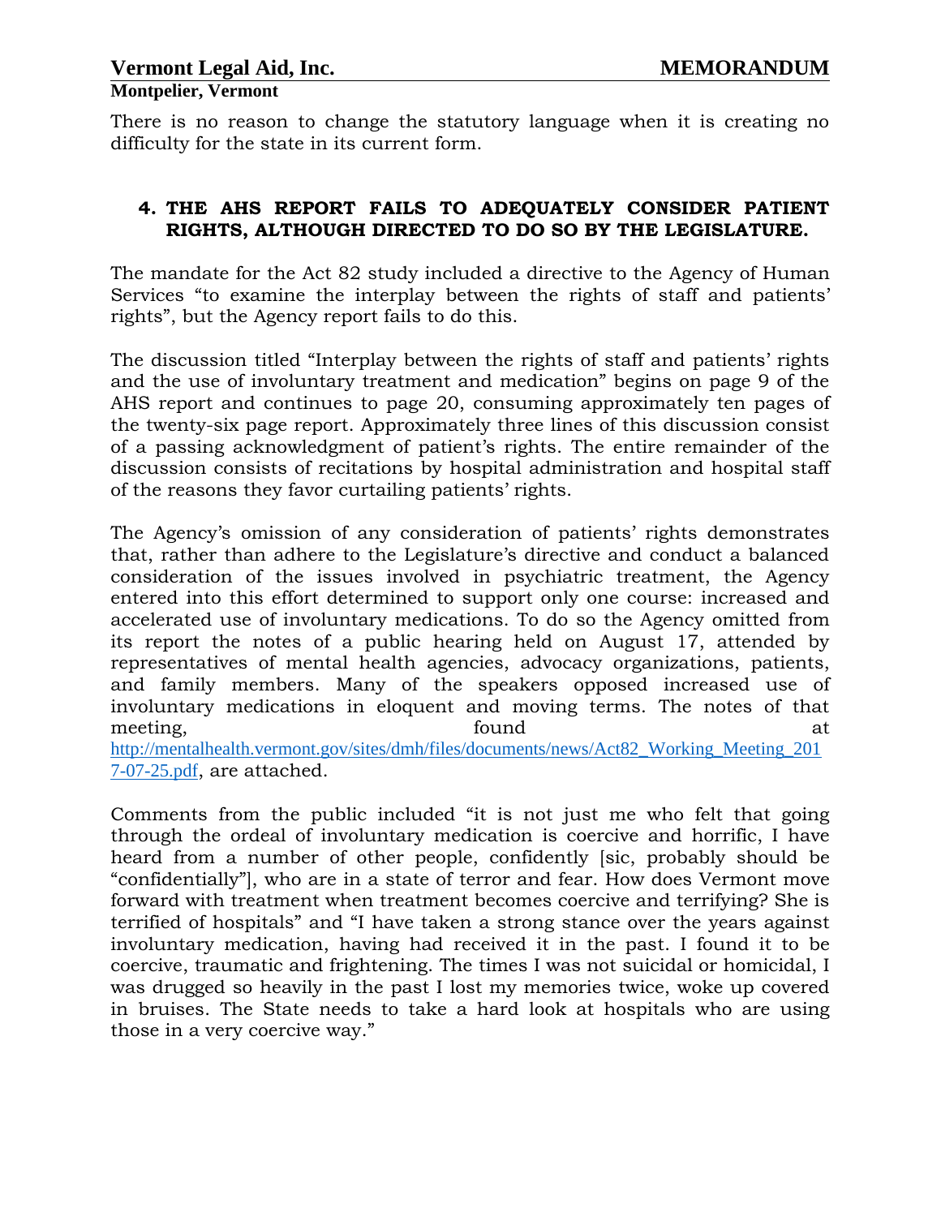There is no reason to change the statutory language when it is creating no difficulty for the state in its current form.

### 4. THE AHS REPORT FAILS TO ADEQUATELY CONSIDER PATIENT RIGHTS, ALTHOUGH DIRECTED TO DO SO BY THE LEGISLATURE.

The mandate for the Act 82 study included a directive to the Agency of Human Services "to examine the interplay between the rights of staff and patients' rights", but the Agency report fails to do this.

The discussion titled "Interplay between the rights of staff and patients' rights and the use of involuntary treatment and medication" begins on page 9 of the AHS report and continues to page 20, consuming approximately ten pages of the twenty-six page report. Approximately three lines of this discussion consist of a passing acknowledgment of patient's rights. The entire remainder of the discussion consists of recitations by hospital administration and hospital staff of the reasons they favor curtailing patients' rights.

The Agency's omission of any consideration of patients' rights demonstrates that, rather than adhere to the Legislature's directive and conduct a balanced consideration of the issues involved in psychiatric treatment, the Agency entered into this effort determined to support only one course: increased and accelerated use of involuntary medications. To do so the Agency omitted from its report the notes of a public hearing held on August 17, attended by representatives of mental health agencies, advocacy organizations, patients, and family members. Many of the speakers opposed increased use of involuntary medications in eloquent and moving terms. The notes of that meeting, found at http://mentalhealth.vermont.gov/sites/dmh/files/documents/news/Act82_Working_Meeting_2017-07-25.pdf, are attached.

Comments from the public included "it is not just me who felt that going through the ordeal of involuntary medication is coercive and horrific, I have heard from a number of other people, confidently [sic, probably should be "confidentially"], who are in a state of terror and fear. How does Vermont move forward with treatment when treatment becomes coercive and terrifying? She is terrified of hospitals" and "I have taken a strong stance over the years against involuntary medication, having had received it in the past. I found it to be coercive, traumatic and frightening. The times I was not suicidal or homicidal, I was drugged so heavily in the past I lost my memories twice, woke up covered in bruises. The State needs to take a hard look at hospitals who are using those in a very coercive way."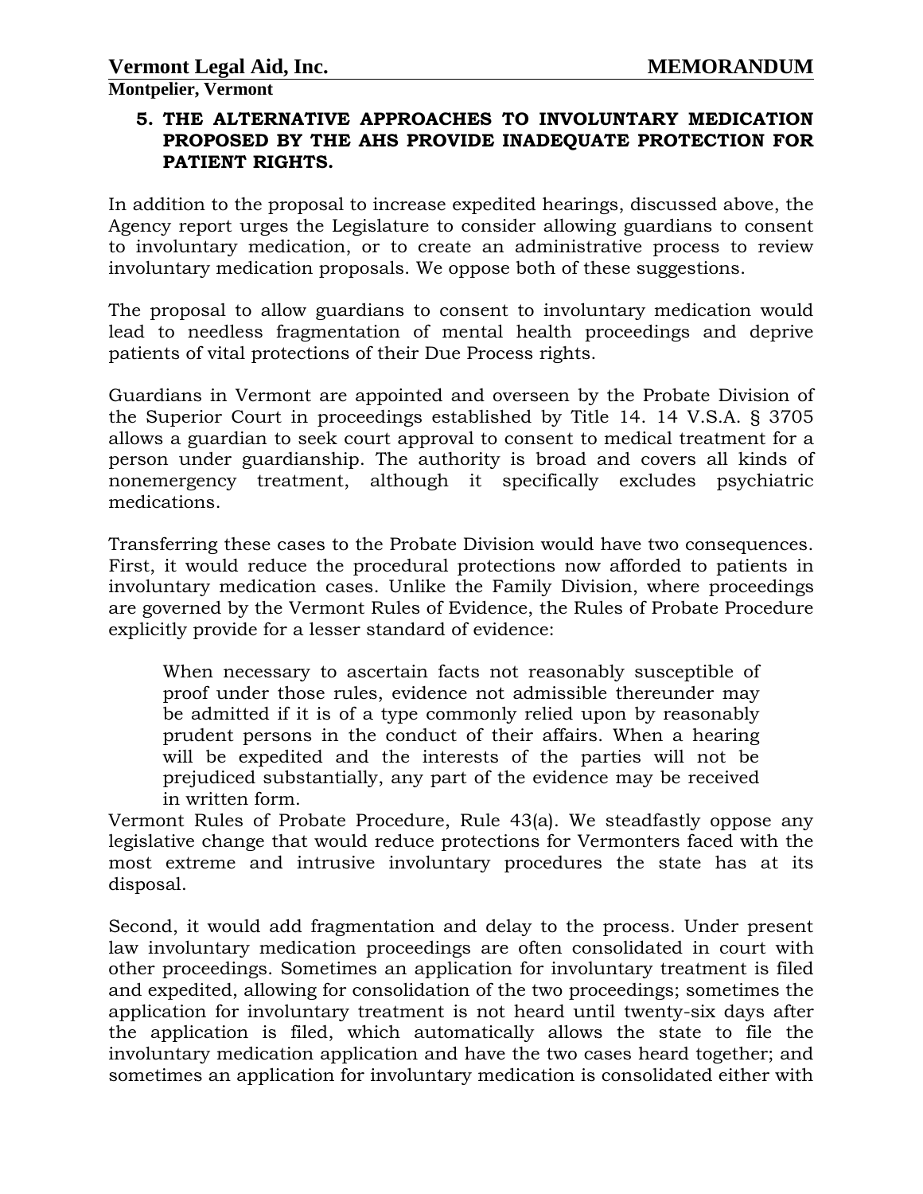**5. THE ALTERNATIVE APPROACHES TO INVOLUNTARY MEDICATION PROPOSED BY THE AHS PROVIDE INADEQUATE PROTECTION FOR PATIENT RIGHTS.**

In addition to the proposal to increase expedited hearings, discussed above, the Agency report urges the Legislature to consider allowing guardians to consent to involuntary medication, or to create an administrative process to review involuntary medication proposals. We oppose both of these suggestions.

The proposal to allow guardians to consent to involuntary medication would lead to needless fragmentation of mental health proceedings and deprive patients of vital protections of their Due Process rights.

Guardians in Vermont are appointed and overseen by the Probate Division of the Superior Court in proceedings established by Title 14. 14 V.S.A. § 3705 allows a guardian to seek court approval to consent to medical treatment for a person under guardianship. The authority is broad and covers all kinds of nonemergency treatment, although it specifically excludes psychiatric medications.

Transferring these cases to the Probate Division would have two consequences. First, it would reduce the procedural protections now afforded to patients in involuntary medication cases. Unlike the Family Division, where proceedings are governed by the Vermont Rules of Evidence, the Rules of Probate Procedure explicitly provide for a lesser standard of evidence:

> When necessary to ascertain facts not reasonably susceptible of proof under those rules, evidence not admissible thereunder may be admitted if it is of a type commonly relied upon by reasonably prudent persons in the conduct of their affairs. When a hearing will be expedited and the interests of the parties will not be prejudiced substantially, any part of the evidence may be received in written form.

Vermont Rules of Probate Procedure, Rule 43(a). We steadfastly oppose any legislative change that would reduce protections for Vermonters faced with the most extreme and intrusive involuntary procedures the state has at its disposal.

Second, it would add fragmentation and delay to the process. Under present law involuntary medication proceedings are often consolidated in court with other proceedings. Sometimes an application for involuntary treatment is filed and expedited, allowing for consolidation of the two proceedings; sometimes the application for involuntary treatment is not heard until twenty-six days after the application is filed, which automatically allows the state to file the involuntary medication application and have the two cases heard together; and sometimes an application for involuntary medication is consolidated either with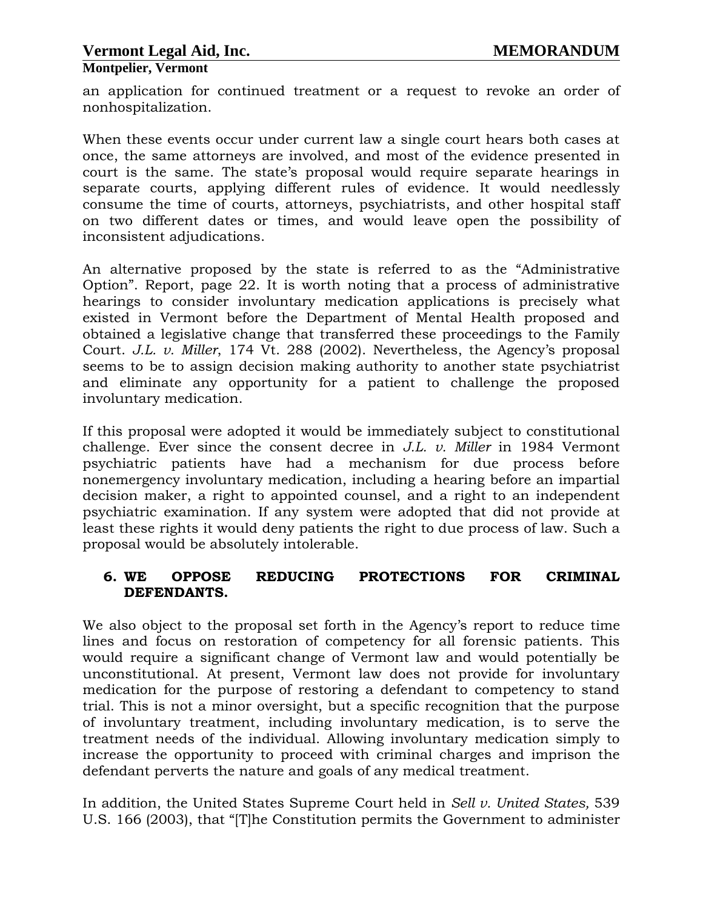an application for continued treatment or a request to revoke an order of nonhospitalization.

When these events occur under current law a single court hears both cases at once, the same attorneys are involved, and most of the evidence presented in court is the same. The state's proposal would require separate hearings in separate courts, applying different rules of evidence. It would needlessly consume the time of courts, attorneys, psychiatrists, and other hospital staff on two different dates or times, and would leave open the possibility of inconsistent adjudications.

An alternative proposed by the state is referred to as the "Administrative Option". Report, page 22. It is worth noting that a process of administrative hearings to consider involuntary medication applications is precisely what existed in Vermont before the Department of Mental Health proposed and obtained a legislative change that transferred these proceedings to the Family Court. *J.L. v. Miller*, 174 Vt. 288 (2002). Nevertheless, the Agency's proposal seems to be to assign decision making authority to another state psychiatrist and eliminate any opportunity for a patient to challenge the proposed involuntary medication.

If this proposal were adopted it would be immediately subject to constitutional challenge. Ever since the consent decree in *J.L. v. Miller* in 1984 Vermont psychiatric patients have had a mechanism for due process before nonemergency involuntary medication, including a hearing before an impartial decision maker, a right to appointed counsel, and a right to an independent psychiatric examination. If any system were adopted that did not provide at least these rights it would deny patients the right to due process of law. Such a proposal would be absolutely intolerable.

6. **WE OPPOSE REDUCING PROTECTIONS FOR CRIMINAL DEFENDANTS.**

We also object to the proposal set forth in the Agency's report to reduce time lines and focus on restoration of competency for all forensic patients. This would require a significant change of Vermont law and would potentially be unconstitutional. At present, Vermont law does not provide for involuntary medication for the purpose of restoring a defendant to competency to stand trial. This is not a minor oversight, but a specific recognition that the purpose of involuntary treatment, including involuntary medication, is to serve the treatment needs of the individual. Allowing involuntary medication simply to increase the opportunity to proceed with criminal charges and imprison the defendant perverts the nature and goals of any medical treatment.

In addition, the United States Supreme Court held in *Sell v. United States,* 539 U.S. 166 (2003), that "[T]he Constitution permits the Government to administer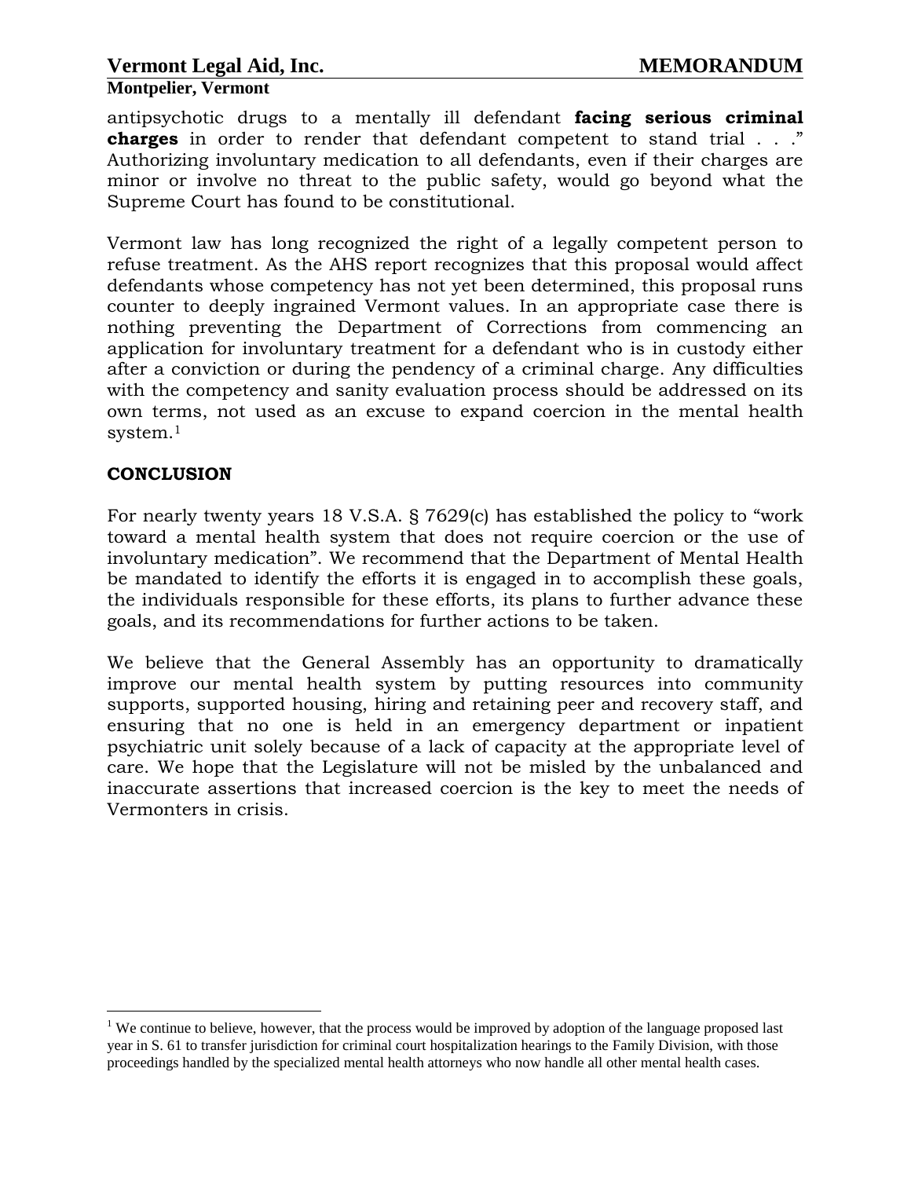antipsychotic drugs to a mentally ill defendant **facing serious criminal charges** in order to render that defendant competent to stand trial . . ." Authorizing involuntary medication to all defendants, even if their charges are minor or involve no threat to the public safety, would go beyond what the Supreme Court has found to be constitutional.

Vermont law has long recognized the right of a legally competent person to refuse treatment. As the AHS report recognizes that this proposal would affect defendants whose competency has not yet been determined, this proposal runs counter to deeply ingrained Vermont values. In an appropriate case there is nothing preventing the Department of Corrections from commencing an application for involuntary treatment for a defendant who is in custody either after a conviction or during the pendency of a criminal charge. Any difficulties with the competency and sanity evaluation process should be addressed on its own terms, not used as an excuse to expand coercion in the mental health system.[1]

## CONCLUSION

For nearly twenty years 18 V.S.A. § 7629(c) has established the policy to "work toward a mental health system that does not require coercion or the use of involuntary medication". We recommend that the Department of Mental Health be mandated to identify the efforts it is engaged in to accomplish these goals, the individuals responsible for these efforts, its plans to further advance these goals, and its recommendations for further actions to be taken.

We believe that the General Assembly has an opportunity to dramatically improve our mental health system by putting resources into community supports, supported housing, hiring and retaining peer and recovery staff, and ensuring that no one is held in an emergency department or inpatient psychiatric unit solely because of a lack of capacity at the appropriate level of care. We hope that the Legislature will not be misled by the unbalanced and inaccurate assertions that increased coercion is the key to meet the needs of Vermonters in crisis.

---

[1] We continue to believe, however, that the process would be improved by adoption of the language proposed last year in S. 61 to transfer jurisdiction for criminal court hospitalization hearings to the Family Division, with those proceedings handled by the specialized mental health attorneys who now handle all other mental health cases.